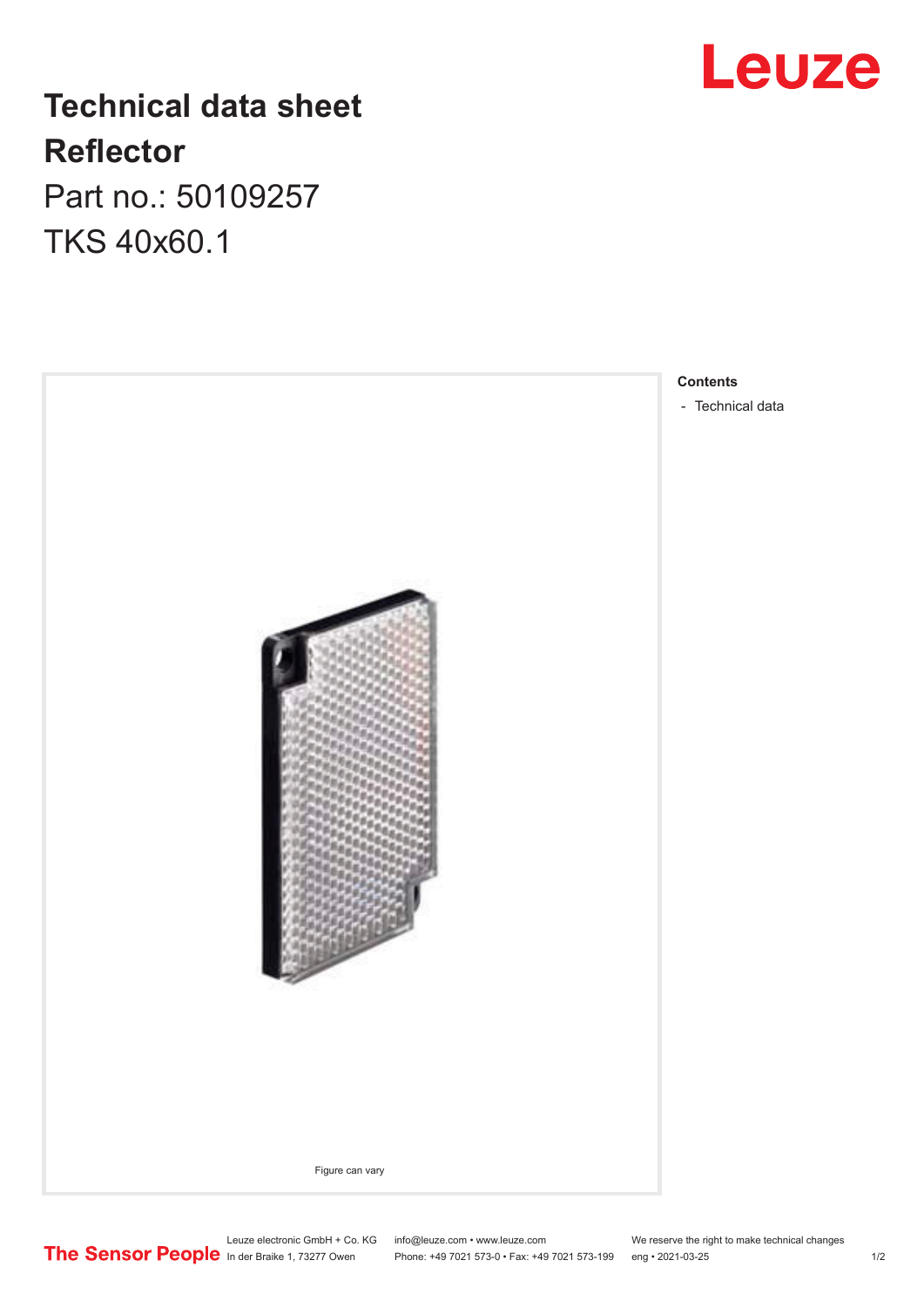# Technical data sheet

## Reflector

Part no.: 50109257

TKS 40x60.1

Figure can vary

**Contents**

- Technical data

Leuze electronic GmbH + Co. KG
In der Braike 1, 73277 Owen

info@leuze.com • www.leuze.com
Phone: +49 7021 573-0 • Fax: +49 7021 573-199

We reserve the right to make technical changes
eng • 2021-03-25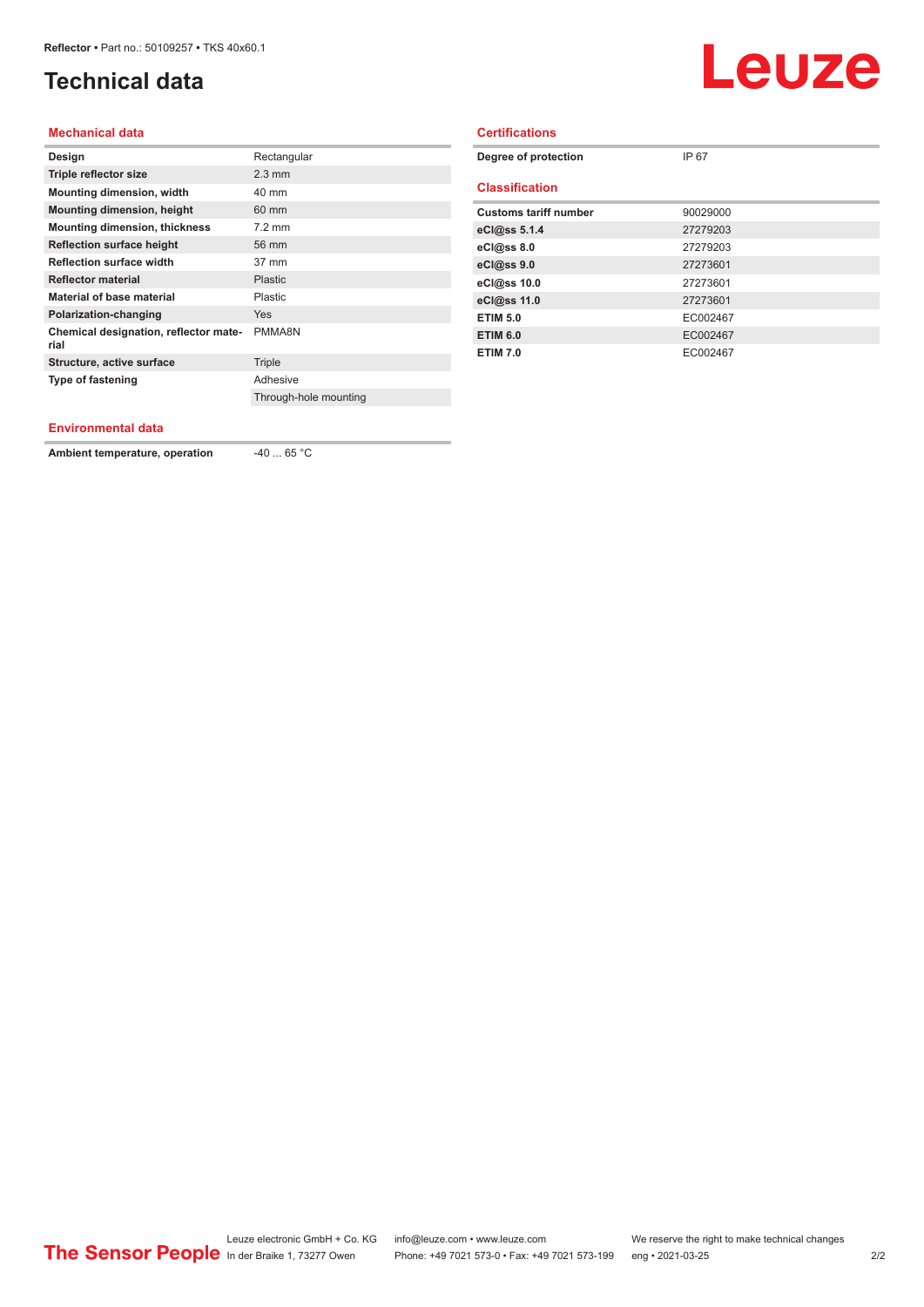# Technical data

## Mechanical data

| | |
|---|---|
| **Design** | Rectangular |
| **Triple reflector size** | 2.3 mm |
| **Mounting dimension, width** | 40 mm |
| **Mounting dimension, height** | 60 mm |
| **Mounting dimension, thickness** | 7.2 mm |
| **Reflection surface height** | 56 mm |
| **Reflection surface width** | 37 mm |
| **Reflector material** | Plastic |
| **Material of base material** | Plastic |
| **Polarization-changing** | Yes |
| **Chemical designation, reflector material** | PMMA8N |
| **Structure, active surface** | Triple |
| **Type of fastening** | Adhesive |
| | Through-hole mounting |

## Environmental data

| | |
|---|---|
| **Ambient temperature, operation** | -40 ... 65 °C |

## Certifications

| | |
|---|---|
| **Degree of protection** | IP 67 |

## Classification

| | |
|---|---|
| **Customs tariff number** | 90029000 |
| **eCl@ss 5.1.4** | 27279203 |
| **eCl@ss 8.0** | 27279203 |
| **eCl@ss 9.0** | 27273601 |
| **eCl@ss 10.0** | 27273601 |
| **eCl@ss 11.0** | 27273601 |
| **ETIM 5.0** | EC002467 |
| **ETIM 6.0** | EC002467 |
| **ETIM 7.0** | EC002467 |